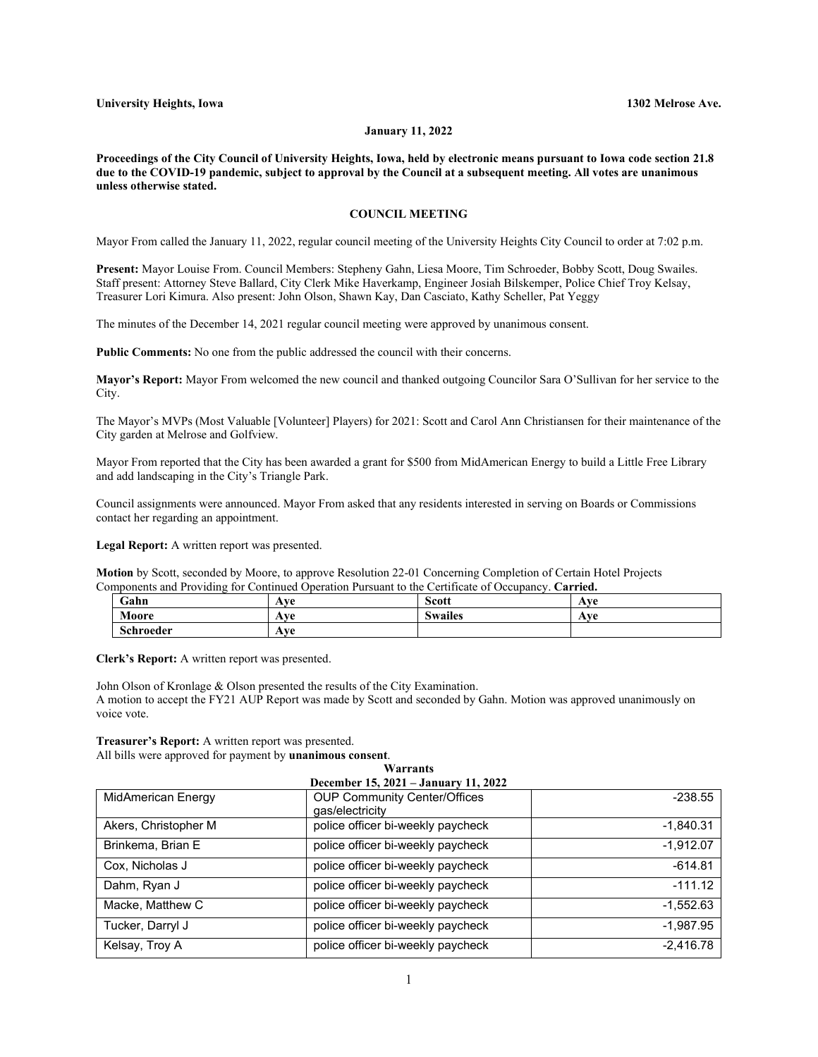**University Heights, Iowa** **1302 Melrose Ave.**

**January 11, 2022**

**Proceedings of the City Council of University Heights, Iowa, held by electronic means pursuant to Iowa code section 21.8 due to the COVID-19 pandemic, subject to approval by the Council at a subsequent meeting. All votes are unanimous unless otherwise stated.**

## COUNCIL MEETING

Mayor From called the January 11, 2022, regular council meeting of the University Heights City Council to order at 7:02 p.m.

**Present:** Mayor Louise From. Council Members: Stepheny Gahn, Liesa Moore, Tim Schroeder, Bobby Scott, Doug Swailes. Staff present: Attorney Steve Ballard, City Clerk Mike Haverkamp, Engineer Josiah Bilskemper, Police Chief Troy Kelsay, Treasurer Lori Kimura. Also present: John Olson, Shawn Kay, Dan Casciato, Kathy Scheller, Pat Yeggy

The minutes of the December 14, 2021 regular council meeting were approved by unanimous consent.

**Public Comments:** No one from the public addressed the council with their concerns.

**Mayor's Report:** Mayor From welcomed the new council and thanked outgoing Councilor Sara O'Sullivan for her service to the City.

The Mayor's MVPs (Most Valuable [Volunteer] Players) for 2021: Scott and Carol Ann Christiansen for their maintenance of the City garden at Melrose and Golfview.

Mayor From reported that the City has been awarded a grant for $500 from MidAmerican Energy to build a Little Free Library and add landscaping in the City's Triangle Park.

Council assignments were announced. Mayor From asked that any residents interested in serving on Boards or Commissions contact her regarding an appointment.

**Legal Report:** A written report was presented.

**Motion** by Scott, seconded by Moore, to approve Resolution 22-01 Concerning Completion of Certain Hotel Projects Components and Providing for Continued Operation Pursuant to the Certificate of Occupancy. **Carried.**

| **Gahn** | **Aye** | **Scott** | **Aye** |
|---|---|---|---|
| **Moore** | **Aye** | **Swailes** | **Aye** |
| **Schroeder** | **Aye** | | |

**Clerk's Report:** A written report was presented.

John Olson of Kronlage & Olson presented the results of the City Examination.
A motion to accept the FY21 AUP Report was made by Scott and seconded by Gahn. Motion was approved unanimously on voice vote.

**Treasurer's Report:** A written report was presented.
All bills were approved for payment by **unanimous consent**.

**Warrants**
**December 15, 2021 – January 11, 2022**

| | | |
|---|---|---|
| MidAmerican Energy | OUP Community Center/Offices gas/electricity | -238.55 |
| Akers, Christopher M | police officer bi-weekly paycheck | -1,840.31 |
| Brinkema, Brian E | police officer bi-weekly paycheck | -1,912.07 |
| Cox, Nicholas J | police officer bi-weekly paycheck | -614.81 |
| Dahm, Ryan J | police officer bi-weekly paycheck | -111.12 |
| Macke, Matthew C | police officer bi-weekly paycheck | -1,552.63 |
| Tucker, Darryl J | police officer bi-weekly paycheck | -1,987.95 |
| Kelsay, Troy A | police officer bi-weekly paycheck | -2,416.78 |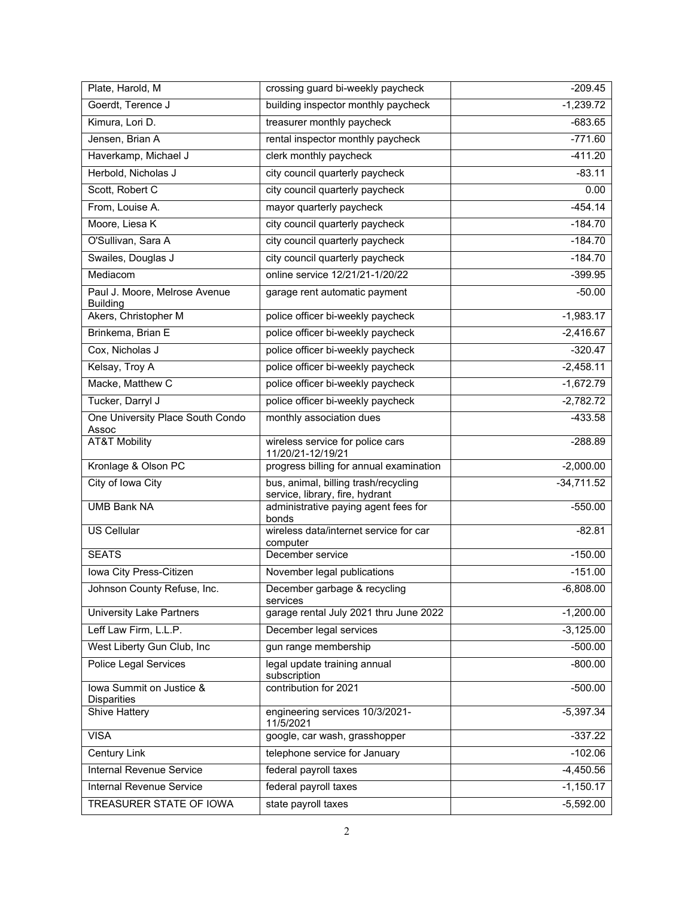| | | |
|---|---|---|
| Plate, Harold, M | crossing guard bi-weekly paycheck | -209.45 |
| Goerdt, Terence J | building inspector monthly paycheck | -1,239.72 |
| Kimura, Lori D. | treasurer monthly paycheck | -683.65 |
| Jensen, Brian A | rental inspector monthly paycheck | -771.60 |
| Haverkamp, Michael J | clerk monthly paycheck | -411.20 |
| Herbold, Nicholas J | city council quarterly paycheck | -83.11 |
| Scott, Robert C | city council quarterly paycheck | 0.00 |
| From, Louise A. | mayor quarterly paycheck | -454.14 |
| Moore, Liesa K | city council quarterly paycheck | -184.70 |
| O'Sullivan, Sara A | city council quarterly paycheck | -184.70 |
| Swailes, Douglas J | city council quarterly paycheck | -184.70 |
| Mediacom | online service 12/21/21-1/20/22 | -399.95 |
| Paul J. Moore, Melrose Avenue Building | garage rent automatic payment | -50.00 |
| Akers, Christopher M | police officer bi-weekly paycheck | -1,983.17 |
| Brinkema, Brian E | police officer bi-weekly paycheck | -2,416.67 |
| Cox, Nicholas J | police officer bi-weekly paycheck | -320.47 |
| Kelsay, Troy A | police officer bi-weekly paycheck | -2,458.11 |
| Macke, Matthew C | police officer bi-weekly paycheck | -1,672.79 |
| Tucker, Darryl J | police officer bi-weekly paycheck | -2,782.72 |
| One University Place South Condo Assoc | monthly association dues | -433.58 |
| AT&T Mobility | wireless service for police cars 11/20/21-12/19/21 | -288.89 |
| Kronlage & Olson PC | progress billing for annual examination | -2,000.00 |
| City of Iowa City | bus, animal, billing trash/recycling service, library, fire, hydrant | -34,711.52 |
| UMB Bank NA | administrative paying agent fees for bonds | -550.00 |
| US Cellular | wireless data/internet service for car computer | -82.81 |
| SEATS | December service | -150.00 |
| Iowa City Press-Citizen | November legal publications | -151.00 |
| Johnson County Refuse, Inc. | December garbage & recycling services | -6,808.00 |
| University Lake Partners | garage rental July 2021 thru June 2022 | -1,200.00 |
| Leff Law Firm, L.L.P. | December legal services | -3,125.00 |
| West Liberty Gun Club, Inc | gun range membership | -500.00 |
| Police Legal Services | legal update training annual subscription | -800.00 |
| Iowa Summit on Justice & Disparities | contribution for 2021 | -500.00 |
| Shive Hattery | engineering services 10/3/2021-11/5/2021 | -5,397.34 |
| VISA | google, car wash, grasshopper | -337.22 |
| Century Link | telephone service for January | -102.06 |
| Internal Revenue Service | federal payroll taxes | -4,450.56 |
| Internal Revenue Service | federal payroll taxes | -1,150.17 |
| TREASURER STATE OF IOWA | state payroll taxes | -5,592.00 |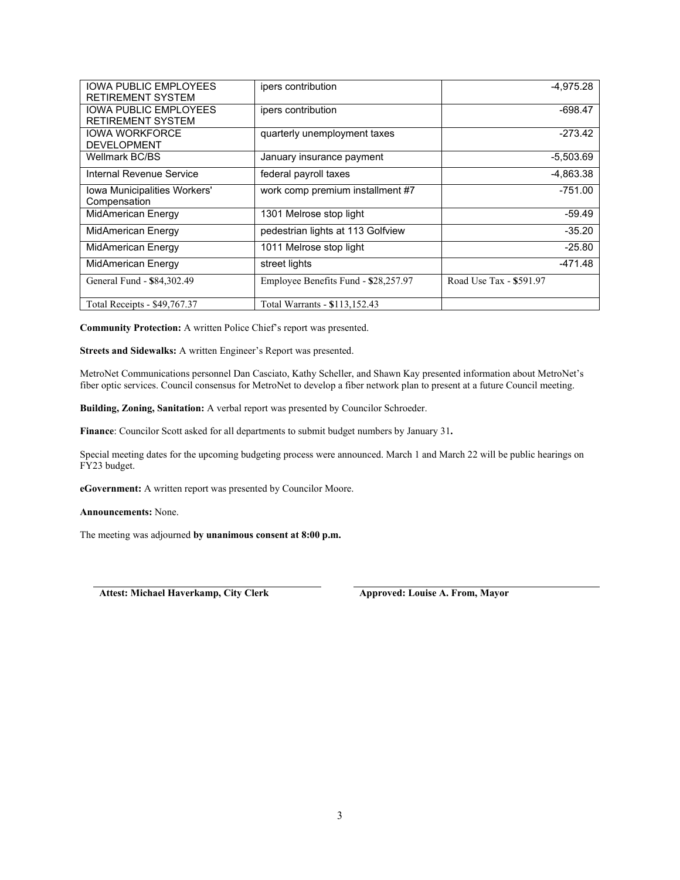| | | |
|---|---|---|
| IOWA PUBLIC EMPLOYEES RETIREMENT SYSTEM | ipers contribution | -4,975.28 |
| IOWA PUBLIC EMPLOYEES RETIREMENT SYSTEM | ipers contribution | -698.47 |
| IOWA WORKFORCE DEVELOPMENT | quarterly unemployment taxes | -273.42 |
| Wellmark BC/BS | January insurance payment | -5,503.69 |
| Internal Revenue Service | federal payroll taxes | -4,863.38 |
| Iowa Municipalities Workers' Compensation | work comp premium installment #7 | -751.00 |
| MidAmerican Energy | 1301 Melrose stop light | -59.49 |
| MidAmerican Energy | pedestrian lights at 113 Golfview | -35.20 |
| MidAmerican Energy | 1011 Melrose stop light | -25.80 |
| MidAmerican Energy | street lights | -471.48 |
| General Fund - $84,302.49 | Employee Benefits Fund - $28,257.97 | Road Use Tax - $591.97 |
| Total Receipts - $49,767.37 | Total Warrants - $113,152.43 | |

**Community Protection:** A written Police Chief's report was presented.

**Streets and Sidewalks:** A written Engineer's Report was presented.

MetroNet Communications personnel Dan Casciato, Kathy Scheller, and Shawn Kay presented information about MetroNet's fiber optic services. Council consensus for MetroNet to develop a fiber network plan to present at a future Council meeting.

**Building, Zoning, Sanitation:** A verbal report was presented by Councilor Schroeder.

**Finance**: Councilor Scott asked for all departments to submit budget numbers by January 31**.**

Special meeting dates for the upcoming budgeting process were announced. March 1 and March 22 will be public hearings on FY23 budget.

**eGovernment:** A written report was presented by Councilor Moore.

**Announcements:** None.

The meeting was adjourned **by unanimous consent at 8:00 p.m.**

**Attest: Michael Haverkamp, City Clerk**

**Approved: Louise A. From, Mayor**